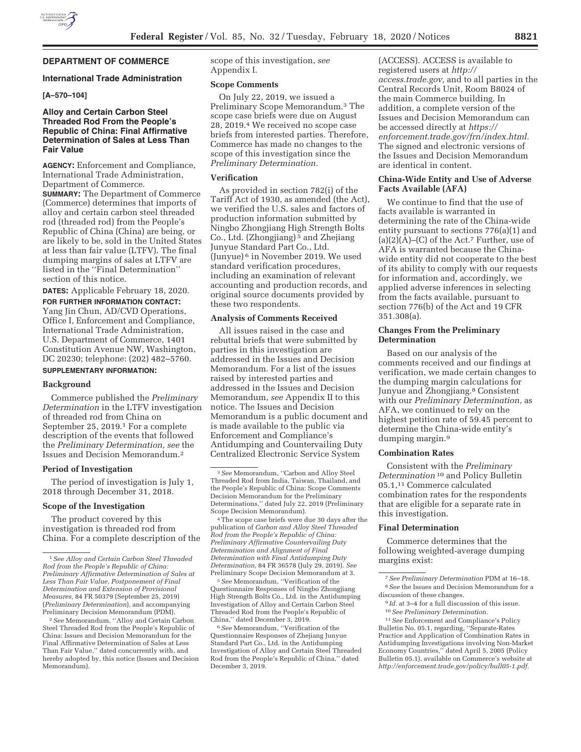## DEPARTMENT OF COMMERCE

### International Trade Administration

**[A–570–104]**

### Alloy and Certain Carbon Steel Threaded Rod From the People's Republic of China: Final Affirmative Determination of Sales at Less Than Fair Value

**AGENCY:** Enforcement and Compliance, International Trade Administration, Department of Commerce.

**SUMMARY:** The Department of Commerce (Commerce) determines that imports of alloy and certain carbon steel threaded rod (threaded rod) from the People's Republic of China (China) are being, or are likely to be, sold in the United States at less than fair value (LTFV). The final dumping margins of sales at LTFV are listed in the ''Final Determination'' section of this notice.

**DATES:** Applicable February 18, 2020.

**FOR FURTHER INFORMATION CONTACT:** Yang Jin Chun, AD/CVD Operations, Office I, Enforcement and Compliance, International Trade Administration, U.S. Department of Commerce, 1401 Constitution Avenue NW, Washington, DC 20230; telephone: (202) 482–5760.

**SUPPLEMENTARY INFORMATION:**

#### Background

Commerce published the *Preliminary Determination* in the LTFV investigation of threaded rod from China on September 25, 2019.[1] For a complete description of the events that followed the *Preliminary Determination, see* the Issues and Decision Memorandum.[2]

#### Period of Investigation

The period of investigation is July 1, 2018 through December 31, 2018.

#### Scope of the Investigation

The product covered by this investigation is threaded rod from China. For a complete description of the scope of this investigation, *see* Appendix I.

#### Scope Comments

On July 22, 2019, we issued a Preliminary Scope Memorandum.[3] The scope case briefs were due on August 28, 2019.[4] We received no scope case briefs from interested parties. Therefore, Commerce has made no changes to the scope of this investigation since the *Preliminary Determination.*

#### Verification

As provided in section 782(i) of the Tariff Act of 1930, as amended (the Act), we verified the U.S. sales and factors of production information submitted by Ningbo Zhongjiang High Strength Bolts Co., Ltd. (Zhongjiang)[5] and Zhejiang Junyue Standard Part Co., Ltd. (Junyue)[6] in November 2019. We used standard verification procedures, including an examination of relevant accounting and production records, and original source documents provided by these two respondents.

#### Analysis of Comments Received

All issues raised in the case and rebuttal briefs that were submitted by parties in this investigation are addressed in the Issues and Decision Memorandum. For a list of the issues raised by interested parties and addressed in the Issues and Decision Memorandum, *see* Appendix II to this notice. The Issues and Decision Memorandum is a public document and is made available to the public via Enforcement and Compliance's Antidumping and Countervailing Duty Centralized Electronic Service System (ACCESS). ACCESS is available to registered users at *http://access.trade.gov,* and to all parties in the Central Records Unit, Room B8024 of the main Commerce building. In addition, a complete version of the Issues and Decision Memorandum can be accessed directly at *https://enforcement.trade.gov/frn/index.html.* The signed and electronic versions of the Issues and Decision Memorandum are identical in content.

#### China-Wide Entity and Use of Adverse Facts Available (AFA)

We continue to find that the use of facts available is warranted in determining the rate of the China-wide entity pursuant to sections 776(a)(1) and (a)(2)(A)–(C) of the Act.[7] Further, use of AFA is warranted because the China-wide entity did not cooperate to the best of its ability to comply with our requests for information and, accordingly, we applied adverse inferences in selecting from the facts available, pursuant to section 776(b) of the Act and 19 CFR 351.308(a).

#### Changes From the Preliminary Determination

Based on our analysis of the comments received and our findings at verification, we made certain changes to the dumping margin calculations for Junyue and Zhongjiang.[8] Consistent with our *Preliminary Determination,* as AFA, we continued to rely on the highest petition rate of 59.45 percent to determine the China-wide entity's dumping margin.[9]

#### Combination Rates

Consistent with the *Preliminary Determination*[10] and Policy Bulletin 05.1,[11] Commerce calculated combination rates for the respondents that are eligible for a separate rate in this investigation.

#### Final Determination

Commerce determines that the following weighted-average dumping margins exist:

---

[1] *See Alloy and Certain Carbon Steel Threaded Rod from the People's Republic of China: Preliminary Affirmative Determination of Sales at Less Than Fair Value, Postponement of Final Determination and Extension of Provisional Measures,* 84 FR 50379 (September 25, 2019) (*Preliminary Determination*), and accompanying Preliminary Decision Memorandum (PDM).

[2] *See* Memorandum, ''Alloy and Certain Carbon Steel Threaded Rod from the People's Republic of China: Issues and Decision Memorandum for the Final Affirmative Determination of Sales at Less Than Fair Value,'' dated concurrently with, and hereby adopted by, this notice (Issues and Decision Memorandum).

[3] *See* Memorandum, ''Carbon and Alloy Steel Threaded Rod from India, Taiwan, Thailand, and the People's Republic of China: Scope Comments Decision Memorandum for the Preliminary Determinations,'' dated July 22, 2019 (Preliminary Scope Decision Memorandum).

[4] The scope case briefs were due 30 days after the publication of *Carbon and Alloy Steel Threaded Rod from the People's Republic of China: Preliminary Affirmative Countervailing Duty Determination and Alignment of Final Determination with Final Antidumping Duty Determination,* 84 FR 36578 (July 29, 2019). *See* Preliminary Scope Decision Memorandum at 3.

[5] *See* Memorandum, ''Verification of the Questionnaire Responses of Ningbo Zhongjiang High Strength Bolts Co., Ltd. in the Antidumping Investigation of Alloy and Certain Carbon Steel Threaded Rod from the People's Republic of China,'' dated December 3, 2019.

[6] *See* Memorandum, ''Verification of the Questionnaire Responses of Zhejiang Junyue Standard Part Co., Ltd. in the Antidumping Investigation of Alloy and Certain Carbon Steel Threaded Rod from the People's Republic of China,'' dated December 3, 2019.

[7] *See Preliminary Determination* PDM at 16–18.

[8] *See* the Issues and Decision Memorandum for a discussion of these changes.

[9] *Id.* at 3–4 for a full discussion of this issue.

[10] *See Preliminary Determination.*

[11] *See* Enforcement and Compliance's Policy Bulletin No. 05.1, regarding, ''Separate-Rates Practice and Application of Combination Rates in Antidumping Investigations involving Non-Market Economy Countries,'' dated April 5, 2005 (Policy Bulletin 05.1), available on Commerce's website at *http://enforcement.trade.gov/policy/bull05-1.pdf.*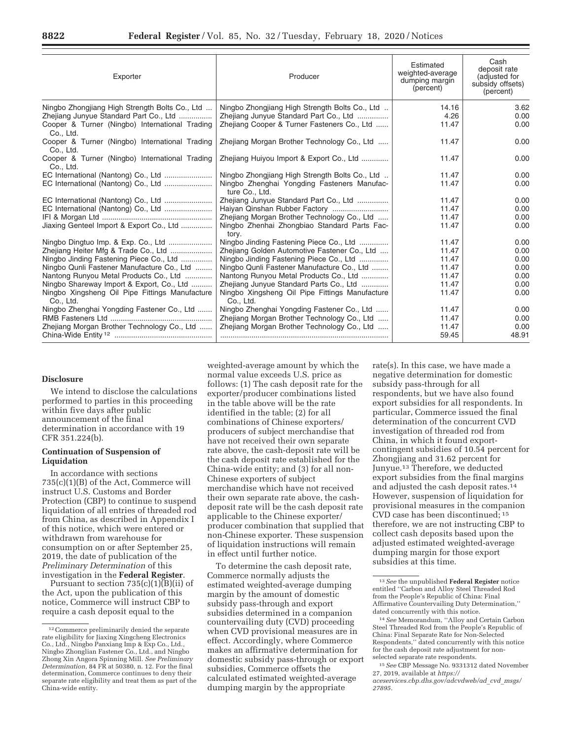| Exporter | Producer | Estimated weighted-average dumping margin (percent) | Cash deposit rate (adjusted for subsidy offsets) (percent) |
|---|---|---|---|
| Ningbo Zhongjiang High Strength Bolts Co., Ltd | Ningbo Zhongjiang High Strength Bolts Co., Ltd | 14.16 | 3.62 |
| Zhejiang Junyue Standard Part Co., Ltd | Zhejiang Junyue Standard Part Co., Ltd | 4.26 | 0.00 |
| Cooper & Turner (Ningbo) International Trading Co., Ltd. | Zhejiang Cooper & Turner Fasteners Co., Ltd | 11.47 | 0.00 |
| Cooper & Turner (Ningbo) International Trading Co., Ltd. | Zhejiang Morgan Brother Technology Co., Ltd | 11.47 | 0.00 |
| Cooper & Turner (Ningbo) International Trading Co., Ltd. | Zhejiang Huiyou Import & Export Co., Ltd | 11.47 | 0.00 |
| EC International (Nantong) Co., Ltd | Ningbo Zhongjiang High Strength Bolts Co., Ltd | 11.47 | 0.00 |
| EC International (Nantong) Co., Ltd | Ningbo Zhenghai Yongding Fasteners Manufacture Co., Ltd. | 11.47 | 0.00 |
| EC International (Nantong) Co., Ltd | Zhejiang Junyue Standard Part Co., Ltd | 11.47 | 0.00 |
| EC International (Nantong) Co., Ltd | Haiyan Qinshan Rubber Factory | 11.47 | 0.00 |
| IFI & Morgan Ltd | Zhejiang Morgan Brother Technology Co., Ltd | 11.47 | 0.00 |
| Jiaxing Genteel Import & Export Co., Ltd | Ningbo Zhenhai Zhongbiao Standard Parts Factory. | 11.47 | 0.00 |
| Ningbo Dingtuo Imp. & Exp. Co., Ltd | Ningbo Jinding Fastening Piece Co., Ltd | 11.47 | 0.00 |
| Zhejiang Heiter Mfg & Trade Co., Ltd | Zhejiang Golden Automotive Fastener Co., Ltd | 11.47 | 0.00 |
| Ningbo Jinding Fastening Piece Co., Ltd | Ningbo Jinding Fastening Piece Co., Ltd | 11.47 | 0.00 |
| Ningbo Qunli Fastener Manufacture Co., Ltd | Ningbo Qunli Fastener Manufacture Co., Ltd | 11.47 | 0.00 |
| Nantong Runyou Metal Products Co., Ltd | Nantong Runyou Metal Products Co., Ltd | 11.47 | 0.00 |
| Ningbo Shareway Import & Export, Co., Ltd | Zhejiang Junyue Standard Parts Co., Ltd | 11.47 | 0.00 |
| Ningbo Xingsheng Oil Pipe Fittings Manufacture Co., Ltd. | Ningbo Xingsheng Oil Pipe Fittings Manufacture Co., Ltd. | 11.47 | 0.00 |
| Ningbo Zhenghai Yongding Fastener Co., Ltd | Ningbo Zhenghai Yongding Fastener Co., Ltd | 11.47 | 0.00 |
| RMB Fasteners Ltd | Zhejiang Morgan Brother Technology Co., Ltd | 11.47 | 0.00 |
| Zhejiang Morgan Brother Technology Co., Ltd | Zhejiang Morgan Brother Technology Co., Ltd | 11.47 | 0.00 |
| China-Wide Entity [12] | | 59.45 | 48.91 |

**Disclosure**

We intend to disclose the calculations performed to parties in this proceeding within five days after public announcement of the final determination in accordance with 19 CFR 351.224(b).

**Continuation of Suspension of Liquidation**

In accordance with sections 735(c)(1)(B) of the Act, Commerce will instruct U.S. Customs and Border Protection (CBP) to continue to suspend liquidation of all entries of threaded rod from China, as described in Appendix I of this notice, which were entered or withdrawn from warehouse for consumption on or after September 25, 2019, the date of publication of the *Preliminary Determination* of this investigation in the **Federal Register**.

Pursuant to section 735(c)(1)(B)(ii) of the Act, upon the publication of this notice, Commerce will instruct CBP to require a cash deposit equal to the weighted-average amount by which the normal value exceeds U.S. price as follows: (1) The cash deposit rate for the exporter/producer combinations listed in the table above will be the rate identified in the table; (2) for all combinations of Chinese exporters/producers of subject merchandise that have not received their own separate rate above, the cash-deposit rate will be the cash deposit rate established for the China-wide entity; and (3) for all non-Chinese exporters of subject merchandise which have not received their own separate rate above, the cash-deposit rate will be the cash deposit rate applicable to the Chinese exporter/producer combination that supplied that non-Chinese exporter. These suspension of liquidation instructions will remain in effect until further notice.

To determine the cash deposit rate, Commerce normally adjusts the estimated weighted-average dumping margin by the amount of domestic subsidy pass-through and export subsidies determined in a companion countervailing duty (CVD) proceeding when CVD provisional measures are in effect. Accordingly, where Commerce makes an affirmative determination for domestic subsidy pass-through or export subsidies, Commerce offsets the calculated estimated weighted-average dumping margin by the appropriate rate(s). In this case, we have made a negative determination for domestic subsidy pass-through for all respondents, but we have also found export subsidies for all respondents. In particular, Commerce issued the final determination of the concurrent CVD investigation of threaded rod from China, in which it found export-contingent subsidies of 10.54 percent for Zhongjiang and 31.62 percent for Junyue.[13] Therefore, we deducted export subsidies from the final margins and adjusted the cash deposit rates.[14] However, suspension of liquidation for provisional measures in the companion CVD case has been discontinued;[15] therefore, we are not instructing CBP to collect cash deposits based upon the adjusted estimated weighted-average dumping margin for those export subsidies at this time.

[12] Commerce preliminarily denied the separate rate eligibility for Jiaxing Xingcheng Electronics Co., Ltd., Ningbo Panxiang Imp & Exp Co., Ltd., Ningbo Zhonglian Fastener Co., Ltd., and Ningbo Zhong Xin Angora Spinning Mill. *See Preliminary Determination,* 84 FR at 50380, n. 12. For the final determination, Commerce continues to deny their separate rate eligibility and treat them as part of the China-wide entity.

[13] *See* the unpublished **Federal Register** notice entitled "Carbon and Alloy Steel Threaded Rod from the People's Republic of China: Final Affirmative Countervailing Duty Determination," dated concurrently with this notice.

[14] *See* Memorandum, "Alloy and Certain Carbon Steel Threaded Rod from the People's Republic of China: Final Separate Rate for Non-Selected Respondents," dated concurrently with this notice for the cash deposit rate adjustment for non-selected separate rate respondents.

[15] *See* CBP Message No. 9331312 dated November 27, 2019, available at *https://aceservices.cbp.dhs.gov/adcvdweb/ad_cvd_msgs/27895.*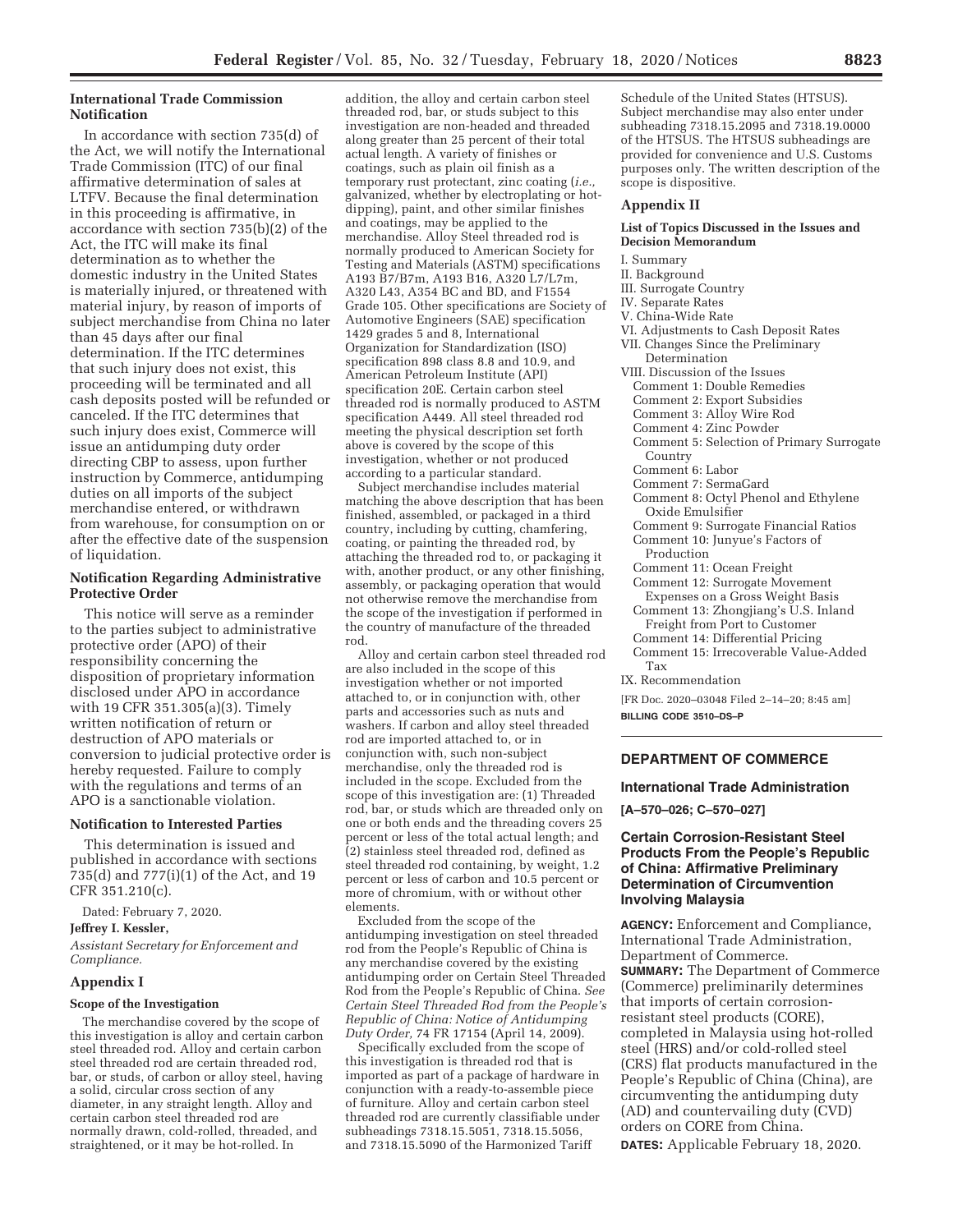### International Trade Commission Notification

In accordance with section 735(d) of the Act, we will notify the International Trade Commission (ITC) of our final affirmative determination of sales at LTFV. Because the final determination in this proceeding is affirmative, in accordance with section 735(b)(2) of the Act, the ITC will make its final determination as to whether the domestic industry in the United States is materially injured, or threatened with material injury, by reason of imports of subject merchandise from China no later than 45 days after our final determination. If the ITC determines that such injury does not exist, this proceeding will be terminated and all cash deposits posted will be refunded or canceled. If the ITC determines that such injury does exist, Commerce will issue an antidumping duty order directing CBP to assess, upon further instruction by Commerce, antidumping duties on all imports of the subject merchandise entered, or withdrawn from warehouse, for consumption on or after the effective date of the suspension of liquidation.

### Notification Regarding Administrative Protective Order

This notice will serve as a reminder to the parties subject to administrative protective order (APO) of their responsibility concerning the disposition of proprietary information disclosed under APO in accordance with 19 CFR 351.305(a)(3). Timely written notification of return or destruction of APO materials or conversion to judicial protective order is hereby requested. Failure to comply with the regulations and terms of an APO is a sanctionable violation.

### Notification to Interested Parties

This determination is issued and published in accordance with sections 735(d) and 777(i)(1) of the Act, and 19 CFR 351.210(c).

Dated: February 7, 2020.

**Jeffrey I. Kessler,**

*Assistant Secretary for Enforcement and Compliance.*

## Appendix I

### Scope of the Investigation

The merchandise covered by the scope of this investigation is alloy and certain carbon steel threaded rod. Alloy and certain carbon steel threaded rod are certain threaded rod, bar, or studs, of carbon or alloy steel, having a solid, circular cross section of any diameter, in any straight length. Alloy and certain carbon steel threaded rod are normally drawn, cold-rolled, threaded, and straightened, or it may be hot-rolled. In addition, the alloy and certain carbon steel threaded rod, bar, or studs subject to this investigation are non-headed and threaded along greater than 25 percent of their total actual length. A variety of finishes or coatings, such as plain oil finish as a temporary rust protectant, zinc coating (*i.e.,* galvanized, whether by electroplating or hot-dipping), paint, and other similar finishes and coatings, may be applied to the merchandise. Alloy Steel threaded rod is normally produced to American Society for Testing and Materials (ASTM) specifications A193 B7/B7m, A193 B16, A320 L7/L7m, A320 L43, A354 BC and BD, and F1554 Grade 105. Other specifications are Society of Automotive Engineers (SAE) specification 1429 grades 5 and 8, International Organization for Standardization (ISO) specification 898 class 8.8 and 10.9, and American Petroleum Institute (API) specification 20E. Certain carbon steel threaded rod is normally produced to ASTM specification A449. All steel threaded rod meeting the physical description set forth above is covered by the scope of this investigation, whether or not produced according to a particular standard.

Subject merchandise includes material matching the above description that has been finished, assembled, or packaged in a third country, including by cutting, chamfering, coating, or painting the threaded rod, by attaching the threaded rod to, or packaging it with, another product, or any other finishing, assembly, or packaging operation that would not otherwise remove the merchandise from the scope of the investigation if performed in the country of manufacture of the threaded rod.

Alloy and certain carbon steel threaded rod are also included in the scope of this investigation whether or not imported attached to, or in conjunction with, other parts and accessories such as nuts and washers. If carbon and alloy steel threaded rod are imported attached to, or in conjunction with, such non-subject merchandise, only the threaded rod is included in the scope. Excluded from the scope of this investigation are: (1) Threaded rod, bar, or studs which are threaded only on one or both ends and the threading covers 25 percent or less of the total actual length; and (2) stainless steel threaded rod, defined as steel threaded rod containing, by weight, 1.2 percent or less of carbon and 10.5 percent or more of chromium, with or without other elements.

Excluded from the scope of the antidumping investigation on steel threaded rod from the People's Republic of China is any merchandise covered by the existing antidumping order on Certain Steel Threaded Rod from the People's Republic of China. *See Certain Steel Threaded Rod from the People's Republic of China: Notice of Antidumping Duty Order,* 74 FR 17154 (April 14, 2009).

Specifically excluded from the scope of this investigation is threaded rod that is imported as part of a package of hardware in conjunction with a ready-to-assemble piece of furniture. Alloy and certain carbon steel threaded rod are currently classifiable under subheadings 7318.15.5051, 7318.15.5056, and 7318.15.5090 of the Harmonized Tariff Schedule of the United States (HTSUS). Subject merchandise may also enter under subheading 7318.15.2095 and 7318.19.0000 of the HTSUS. The HTSUS subheadings are provided for convenience and U.S. Customs purposes only. The written description of the scope is dispositive.

## Appendix II

### List of Topics Discussed in the Issues and Decision Memorandum

I. Summary
II. Background
III. Surrogate Country
IV. Separate Rates
V. China-Wide Rate
VI. Adjustments to Cash Deposit Rates
VII. Changes Since the Preliminary Determination
VIII. Discussion of the Issues
  Comment 1: Double Remedies
  Comment 2: Export Subsidies
  Comment 3: Alloy Wire Rod
  Comment 4: Zinc Powder
  Comment 5: Selection of Primary Surrogate Country
  Comment 6: Labor
  Comment 7: SermaGard
  Comment 8: Octyl Phenol and Ethylene Oxide Emulsifier
  Comment 9: Surrogate Financial Ratios
  Comment 10: Junyue's Factors of Production
  Comment 11: Ocean Freight
  Comment 12: Surrogate Movement Expenses on a Gross Weight Basis
  Comment 13: Zhongjiang's U.S. Inland Freight from Port to Customer
  Comment 14: Differential Pricing
  Comment 15: Irrecoverable Value-Added Tax
IX. Recommendation

[FR Doc. 2020–03048 Filed 2–14–20; 8:45 am]

**BILLING CODE 3510–DS–P**

---

## DEPARTMENT OF COMMERCE

### International Trade Administration

**[A–570–026; C–570–027]**

### Certain Corrosion-Resistant Steel Products From the People's Republic of China: Affirmative Preliminary Determination of Circumvention Involving Malaysia

**AGENCY:** Enforcement and Compliance, International Trade Administration, Department of Commerce.

**SUMMARY:** The Department of Commerce (Commerce) preliminarily determines that imports of certain corrosion-resistant steel products (CORE), completed in Malaysia using hot-rolled steel (HRS) and/or cold-rolled steel (CRS) flat products manufactured in the People's Republic of China (China), are circumventing the antidumping duty (AD) and countervailing duty (CVD) orders on CORE from China.

**DATES:** Applicable February 18, 2020.